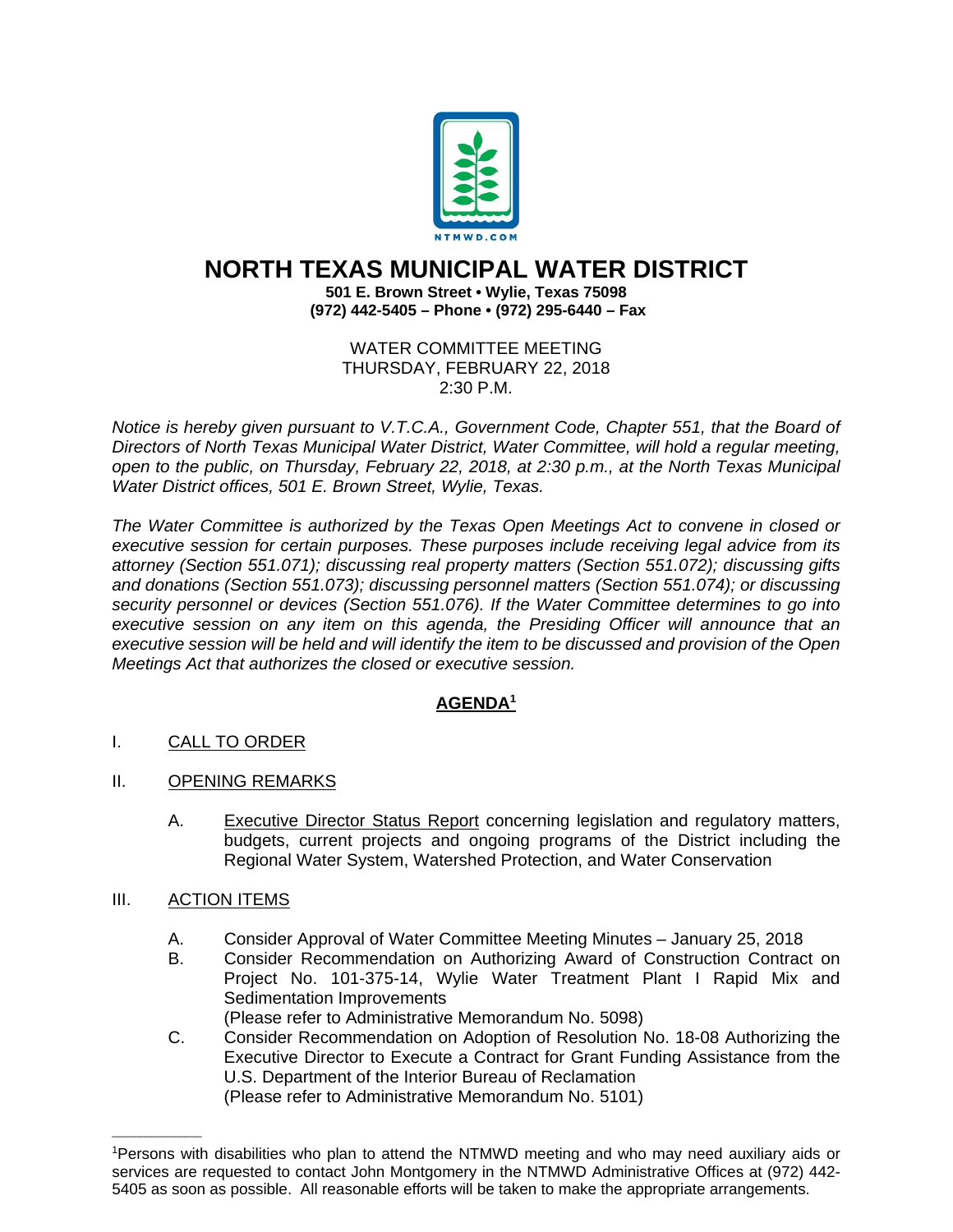NTMWD.COM

# NORTH TEXAS MUNICIPAL WATER DISTRICT

**501 E. Brown Street • Wylie, Texas 75098**
**(972) 442-5405 – Phone • (972) 295-6440 – Fax**

WATER COMMITTEE MEETING
THURSDAY, FEBRUARY 22, 2018
2:30 P.M.

*Notice is hereby given pursuant to V.T.C.A., Government Code, Chapter 551, that the Board of Directors of North Texas Municipal Water District, Water Committee, will hold a regular meeting, open to the public, on Thursday, February 22, 2018, at 2:30 p.m., at the North Texas Municipal Water District offices, 501 E. Brown Street, Wylie, Texas.*

*The Water Committee is authorized by the Texas Open Meetings Act to convene in closed or executive session for certain purposes. These purposes include receiving legal advice from its attorney (Section 551.071); discussing real property matters (Section 551.072); discussing gifts and donations (Section 551.073); discussing personnel matters (Section 551.074); or discussing security personnel or devices (Section 551.076). If the Water Committee determines to go into executive session on any item on this agenda, the Presiding Officer will announce that an executive session will be held and will identify the item to be discussed and provision of the Open Meetings Act that authorizes the closed or executive session.*

## AGENDA[1]

I. CALL TO ORDER

II. OPENING REMARKS

   A. Executive Director Status Report concerning legislation and regulatory matters, budgets, current projects and ongoing programs of the District including the Regional Water System, Watershed Protection, and Water Conservation

III. ACTION ITEMS

   A. Consider Approval of Water Committee Meeting Minutes – January 25, 2018
   B. Consider Recommendation on Authorizing Award of Construction Contract on Project No. 101-375-14, Wylie Water Treatment Plant I Rapid Mix and Sedimentation Improvements
   (Please refer to Administrative Memorandum No. 5098)
   C. Consider Recommendation on Adoption of Resolution No. 18-08 Authorizing the Executive Director to Execute a Contract for Grant Funding Assistance from the U.S. Department of the Interior Bureau of Reclamation
   (Please refer to Administrative Memorandum No. 5101)

---

[1]Persons with disabilities who plan to attend the NTMWD meeting and who may need auxiliary aids or services are requested to contact John Montgomery in the NTMWD Administrative Offices at (972) 442-5405 as soon as possible. All reasonable efforts will be taken to make the appropriate arrangements.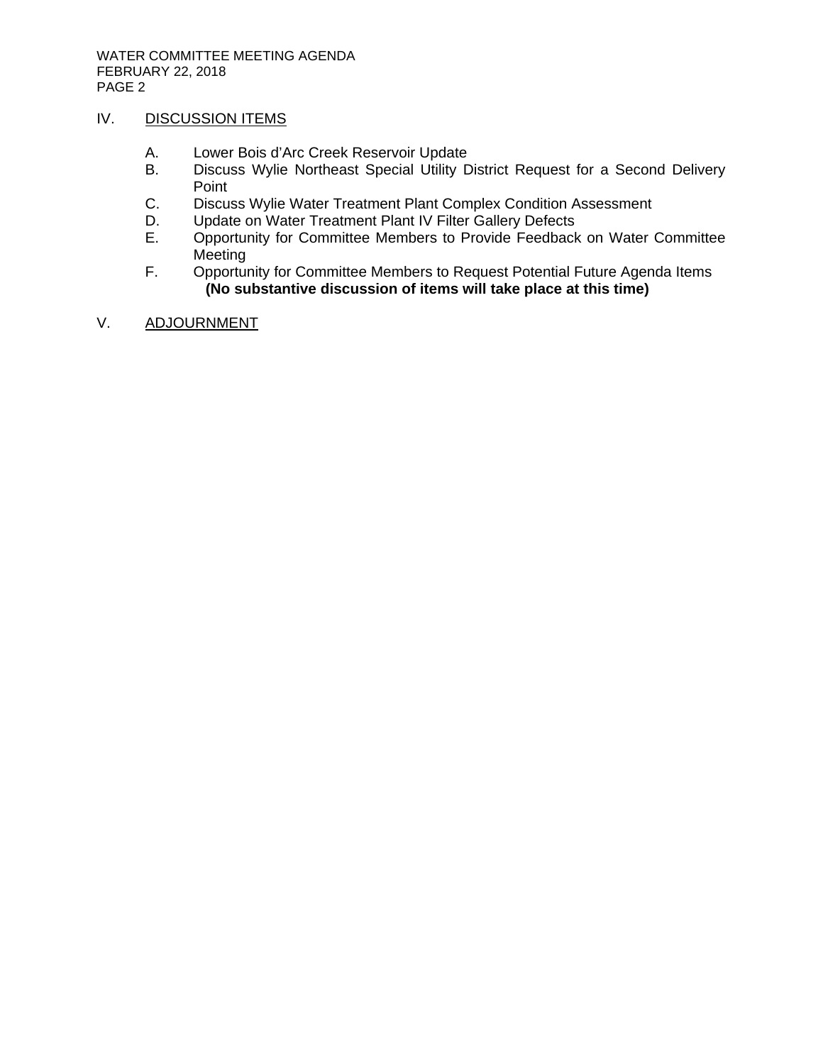## IV. DISCUSSION ITEMS

A. Lower Bois d'Arc Creek Reservoir Update

B. Discuss Wylie Northeast Special Utility District Request for a Second Delivery Point

C. Discuss Wylie Water Treatment Plant Complex Condition Assessment

D. Update on Water Treatment Plant IV Filter Gallery Defects

E. Opportunity for Committee Members to Provide Feedback on Water Committee Meeting

F. Opportunity for Committee Members to Request Potential Future Agenda Items
**(No substantive discussion of items will take place at this time)**

## V. ADJOURNMENT